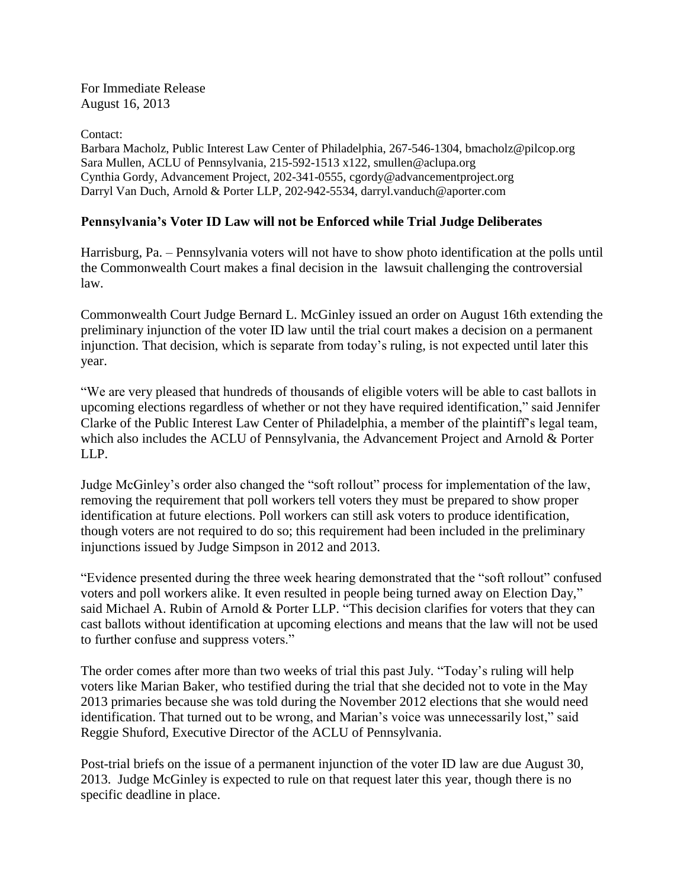For Immediate Release
August 16, 2013

Contact:
Barbara Macholz, Public Interest Law Center of Philadelphia, 267-546-1304, bmacholz@pilcop.org
Sara Mullen, ACLU of Pennsylvania, 215-592-1513 x122, smullen@aclupa.org
Cynthia Gordy, Advancement Project, 202-341-0555, cgordy@advancementproject.org
Darryl Van Duch, Arnold & Porter LLP, 202-942-5534, darryl.vanduch@aporter.com

**Pennsylvania's Voter ID Law will not be Enforced while Trial Judge Deliberates**

Harrisburg, Pa. – Pennsylvania voters will not have to show photo identification at the polls until the Commonwealth Court makes a final decision in the lawsuit challenging the controversial law.

Commonwealth Court Judge Bernard L. McGinley issued an order on August 16th extending the preliminary injunction of the voter ID law until the trial court makes a decision on a permanent injunction. That decision, which is separate from today's ruling, is not expected until later this year.

"We are very pleased that hundreds of thousands of eligible voters will be able to cast ballots in upcoming elections regardless of whether or not they have required identification," said Jennifer Clarke of the Public Interest Law Center of Philadelphia, a member of the plaintiff's legal team, which also includes the ACLU of Pennsylvania, the Advancement Project and Arnold & Porter LLP.

Judge McGinley's order also changed the "soft rollout" process for implementation of the law, removing the requirement that poll workers tell voters they must be prepared to show proper identification at future elections. Poll workers can still ask voters to produce identification, though voters are not required to do so; this requirement had been included in the preliminary injunctions issued by Judge Simpson in 2012 and 2013.

"Evidence presented during the three week hearing demonstrated that the "soft rollout" confused voters and poll workers alike. It even resulted in people being turned away on Election Day," said Michael A. Rubin of Arnold & Porter LLP. "This decision clarifies for voters that they can cast ballots without identification at upcoming elections and means that the law will not be used to further confuse and suppress voters."

The order comes after more than two weeks of trial this past July. "Today's ruling will help voters like Marian Baker, who testified during the trial that she decided not to vote in the May 2013 primaries because she was told during the November 2012 elections that she would need identification. That turned out to be wrong, and Marian's voice was unnecessarily lost," said Reggie Shuford, Executive Director of the ACLU of Pennsylvania.

Post-trial briefs on the issue of a permanent injunction of the voter ID law are due August 30, 2013. Judge McGinley is expected to rule on that request later this year, though there is no specific deadline in place.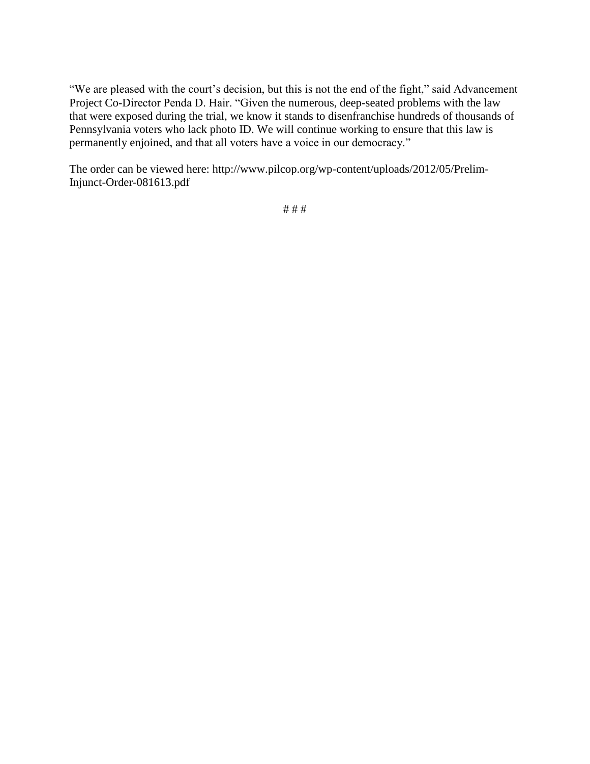"We are pleased with the court's decision, but this is not the end of the fight," said Advancement Project Co-Director Penda D. Hair. "Given the numerous, deep-seated problems with the law that were exposed during the trial, we know it stands to disenfranchise hundreds of thousands of Pennsylvania voters who lack photo ID. We will continue working to ensure that this law is permanently enjoined, and that all voters have a voice in our democracy."

The order can be viewed here: http://www.pilcop.org/wp-content/uploads/2012/05/Prelim-Injunct-Order-081613.pdf

# # #